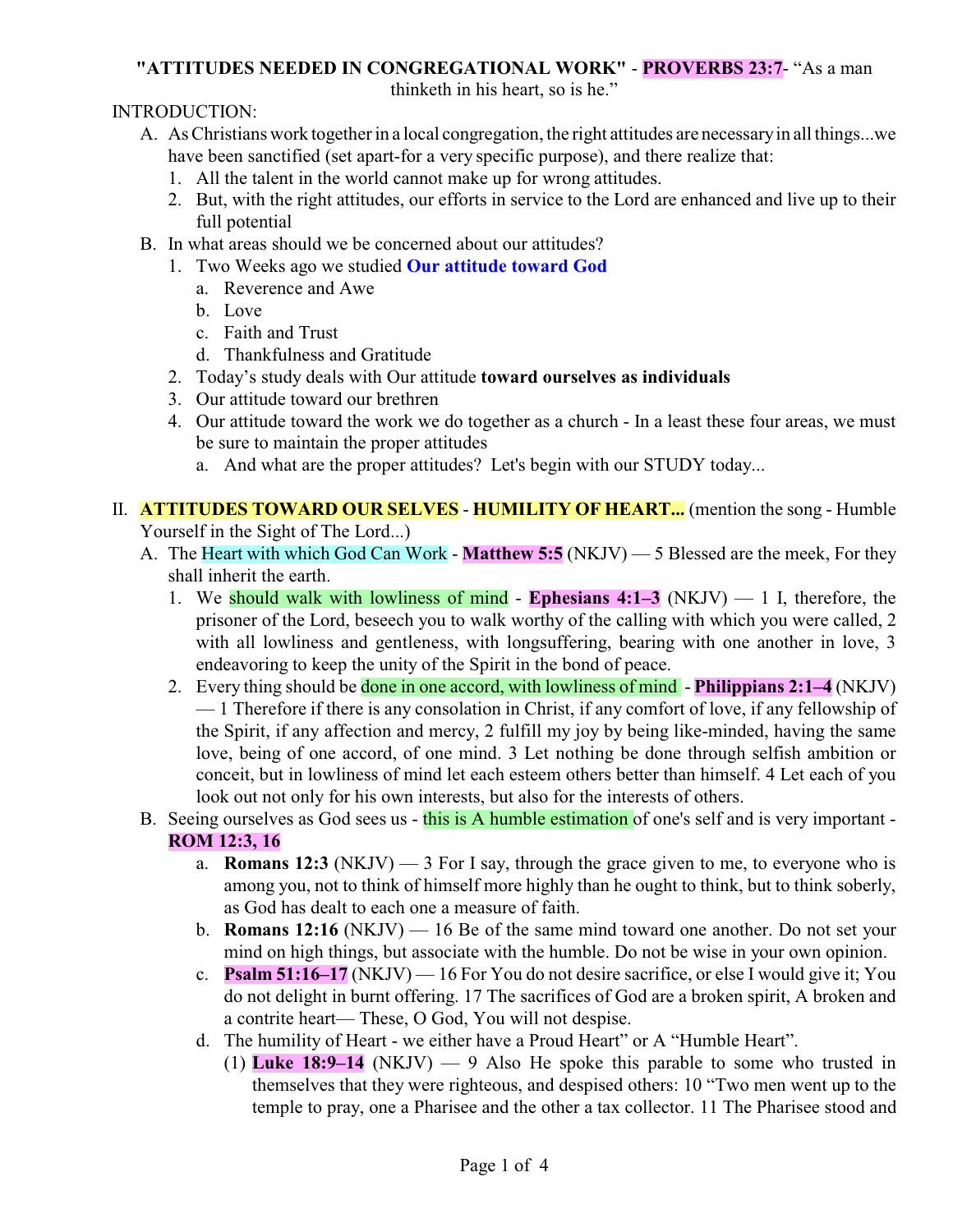**"ATTITUDES NEEDED IN CONGREGATIONAL WORK"** - **PROVERBS 23:7**- "As a man thinketh in his heart, so is he."

INTRODUCTION:

A. As Christians work together in a local congregation, the right attitudes are necessary in all things...we have been sanctified (set apart-for a very specific purpose), and there realize that:
   1. All the talent in the world cannot make up for wrong attitudes.
   2. But, with the right attitudes, our efforts in service to the Lord are enhanced and live up to their full potential

B. In what areas should we be concerned about our attitudes?
   1. Two Weeks ago we studied **Our attitude toward God**
      a. Reverence and Awe
      b. Love
      c. Faith and Trust
      d. Thankfulness and Gratitude
   2. Today's study deals with Our attitude **toward ourselves as individuals**
   3. Our attitude toward our brethren
   4. Our attitude toward the work we do together as a church - In a least these four areas, we must be sure to maintain the proper attitudes
      a. And what are the proper attitudes? Let's begin with our STUDY today...

II. **ATTITUDES TOWARD OUR SELVES** - **HUMILITY OF HEART...** (mention the song - Humble Yourself in the Sight of The Lord...)

A. The Heart with which God Can Work - **Matthew 5:5** (NKJV) — 5 Blessed are the meek, For they shall inherit the earth.
   1. We should walk with lowliness of mind - **Ephesians 4:1–3** (NKJV) — 1 I, therefore, the prisoner of the Lord, beseech you to walk worthy of the calling with which you were called, 2 with all lowliness and gentleness, with longsuffering, bearing with one another in love, 3 endeavoring to keep the unity of the Spirit in the bond of peace.
   2. Every thing should be done in one accord, with lowliness of mind - **Philippians 2:1–4** (NKJV) — 1 Therefore if there is any consolation in Christ, if any comfort of love, if any fellowship of the Spirit, if any affection and mercy, 2 fulfill my joy by being like-minded, having the same love, being of one accord, of one mind. 3 Let nothing be done through selfish ambition or conceit, but in lowliness of mind let each esteem others better than himself. 4 Let each of you look out not only for his own interests, but also for the interests of others.

B. Seeing ourselves as God sees us - this is A humble estimation of one's self and is very important - **ROM 12:3, 16**
   a. **Romans 12:3** (NKJV) — 3 For I say, through the grace given to me, to everyone who is among you, not to think of himself more highly than he ought to think, but to think soberly, as God has dealt to each one a measure of faith.
   b. **Romans 12:16** (NKJV) — 16 Be of the same mind toward one another. Do not set your mind on high things, but associate with the humble. Do not be wise in your own opinion.
   c. **Psalm 51:16–17** (NKJV) — 16 For You do not desire sacrifice, or else I would give it; You do not delight in burnt offering. 17 The sacrifices of God are a broken spirit, A broken and a contrite heart— These, O God, You will not despise.
   d. The humility of Heart - we either have a Proud Heart" or A "Humble Heart".
      (1) **Luke 18:9–14** (NKJV) — 9 Also He spoke this parable to some who trusted in themselves that they were righteous, and despised others: 10 "Two men went up to the temple to pray, one a Pharisee and the other a tax collector. 11 The Pharisee stood and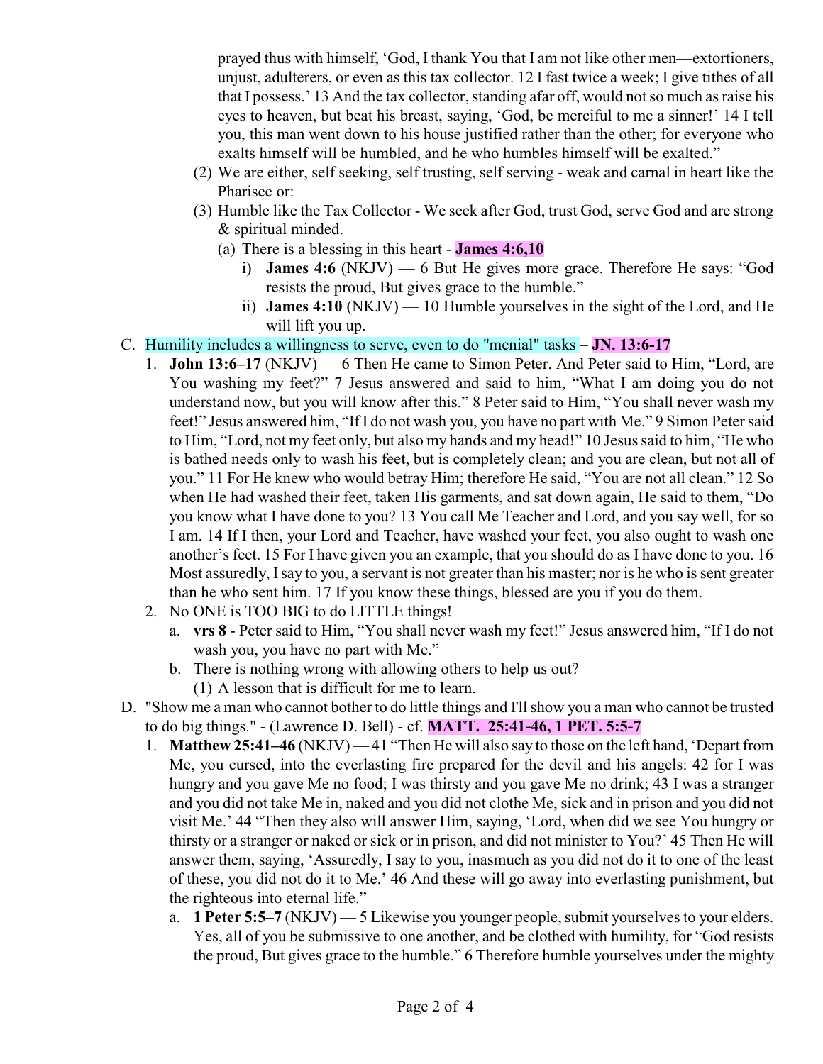prayed thus with himself, 'God, I thank You that I am not like other men—extortioners, unjust, adulterers, or even as this tax collector. 12 I fast twice a week; I give tithes of all that I possess.' 13 And the tax collector, standing afar off, would not so much as raise his eyes to heaven, but beat his breast, saying, 'God, be merciful to me a sinner!' 14 I tell you, this man went down to his house justified rather than the other; for everyone who exalts himself will be humbled, and he who humbles himself will be exalted."

(2) We are either, self seeking, self trusting, self serving - weak and carnal in heart like the Pharisee or:

(3) Humble like the Tax Collector - We seek after God, trust God, serve God and are strong & spiritual minded.

(a) There is a blessing in this heart - **James 4:6,10**

i) **James 4:6** (NKJV) — 6 But He gives more grace. Therefore He says: "God resists the proud, But gives grace to the humble."

ii) **James 4:10** (NKJV) — 10 Humble yourselves in the sight of the Lord, and He will lift you up.

C. Humility includes a willingness to serve, even to do "menial" tasks – **JN. 13:6-17**

1. **John 13:6–17** (NKJV) — 6 Then He came to Simon Peter. And Peter said to Him, "Lord, are You washing my feet?" 7 Jesus answered and said to him, "What I am doing you do not understand now, but you will know after this." 8 Peter said to Him, "You shall never wash my feet!" Jesus answered him, "If I do not wash you, you have no part with Me." 9 Simon Peter said to Him, "Lord, not my feet only, but also my hands and my head!" 10 Jesus said to him, "He who is bathed needs only to wash his feet, but is completely clean; and you are clean, but not all of you." 11 For He knew who would betray Him; therefore He said, "You are not all clean." 12 So when He had washed their feet, taken His garments, and sat down again, He said to them, "Do you know what I have done to you? 13 You call Me Teacher and Lord, and you say well, for so I am. 14 If I then, your Lord and Teacher, have washed your feet, you also ought to wash one another's feet. 15 For I have given you an example, that you should do as I have done to you. 16 Most assuredly, I say to you, a servant is not greater than his master; nor is he who is sent greater than he who sent him. 17 If you know these things, blessed are you if you do them.

2. No ONE is TOO BIG to do LITTLE things!

a. **vrs 8** - Peter said to Him, "You shall never wash my feet!" Jesus answered him, "If I do not wash you, you have no part with Me."

b. There is nothing wrong with allowing others to help us out?

(1) A lesson that is difficult for me to learn.

D. "Show me a man who cannot bother to do little things and I'll show you a man who cannot be trusted to do big things." - (Lawrence D. Bell) - cf. **MATT. 25:41-46, 1 PET. 5:5-7**

1. **Matthew 25:41–46** (NKJV) — 41 "Then He will also say to those on the left hand, 'Depart from Me, you cursed, into the everlasting fire prepared for the devil and his angels: 42 for I was hungry and you gave Me no food; I was thirsty and you gave Me no drink; 43 I was a stranger and you did not take Me in, naked and you did not clothe Me, sick and in prison and you did not visit Me.' 44 "Then they also will answer Him, saying, 'Lord, when did we see You hungry or thirsty or a stranger or naked or sick or in prison, and did not minister to You?' 45 Then He will answer them, saying, 'Assuredly, I say to you, inasmuch as you did not do it to one of the least of these, you did not do it to Me.' 46 And these will go away into everlasting punishment, but the righteous into eternal life."

a. **1 Peter 5:5–7** (NKJV) — 5 Likewise you younger people, submit yourselves to your elders. Yes, all of you be submissive to one another, and be clothed with humility, for "God resists the proud, But gives grace to the humble." 6 Therefore humble yourselves under the mighty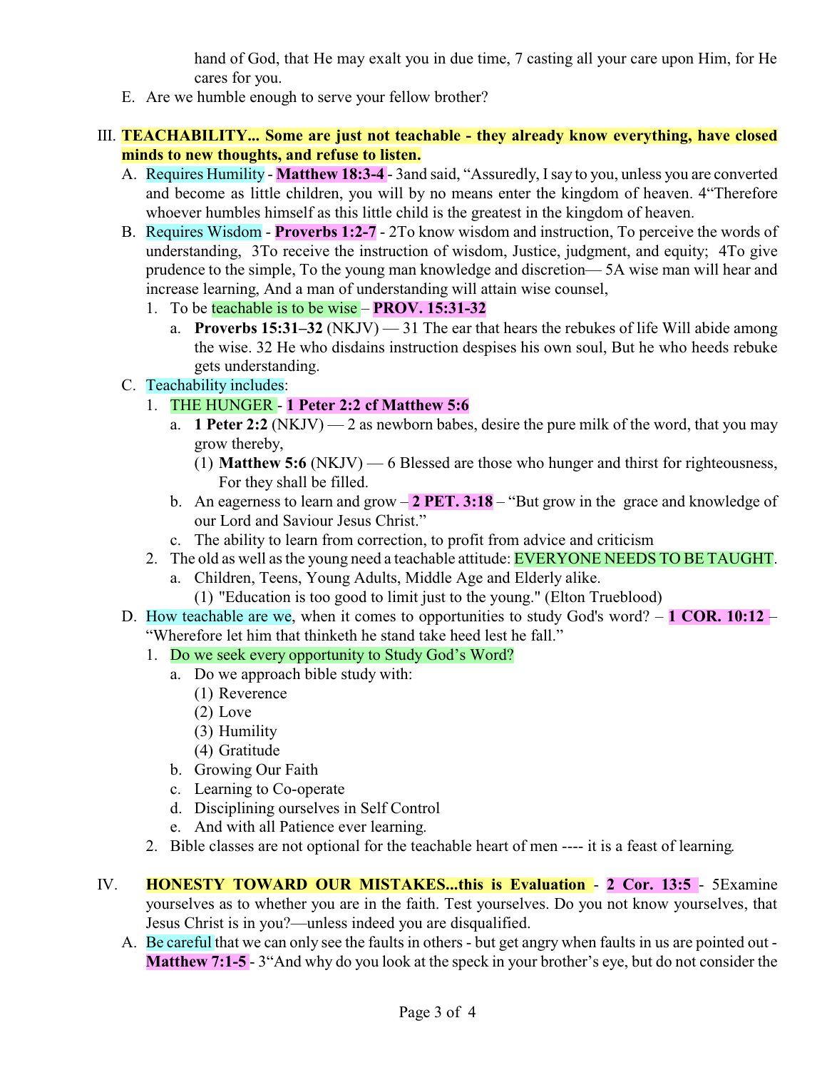hand of God, that He may exalt you in due time, 7 casting all your care upon Him, for He cares for you.

E. Are we humble enough to serve your fellow brother?

III. **TEACHABILITY... Some are just not teachable - they already know everything, have closed minds to new thoughts, and refuse to listen.**

A. Requires Humility - **Matthew 18:3-4** - 3and said, "Assuredly, I say to you, unless you are converted and become as little children, you will by no means enter the kingdom of heaven. 4"Therefore whoever humbles himself as this little child is the greatest in the kingdom of heaven.

B. Requires Wisdom - **Proverbs 1:2-7** - 2To know wisdom and instruction, To perceive the words of understanding, 3To receive the instruction of wisdom, Justice, judgment, and equity; 4To give prudence to the simple, To the young man knowledge and discretion— 5A wise man will hear and increase learning, And a man of understanding will attain wise counsel,

1. To be teachable is to be wise – **PROV. 15:31-32**
   a. **Proverbs 15:31–32** (NKJV) — 31 The ear that hears the rebukes of life Will abide among the wise. 32 He who disdains instruction despises his own soul, But he who heeds rebuke gets understanding.

C. Teachability includes:

1. THE HUNGER - **1 Peter 2:2 cf Matthew 5:6**
   a. **1 Peter 2:2** (NKJV) — 2 as newborn babes, desire the pure milk of the word, that you may grow thereby,
      (1) **Matthew 5:6** (NKJV) — 6 Blessed are those who hunger and thirst for righteousness, For they shall be filled.
   b. An eagerness to learn and grow – **2 PET. 3:18** – "But grow in the grace and knowledge of our Lord and Saviour Jesus Christ."
   c. The ability to learn from correction, to profit from advice and criticism
2. The old as well as the young need a teachable attitude: EVERYONE NEEDS TO BE TAUGHT.
   a. Children, Teens, Young Adults, Middle Age and Elderly alike.
      (1) "Education is too good to limit just to the young." (Elton Trueblood)

D. How teachable are we, when it comes to opportunities to study God's word? – **1 COR. 10:12** – "Wherefore let him that thinketh he stand take heed lest he fall."

1. Do we seek every opportunity to Study God's Word?
   a. Do we approach bible study with:
      (1) Reverence
      (2) Love
      (3) Humility
      (4) Gratitude
   b. Growing Our Faith
   c. Learning to Co-operate
   d. Disciplining ourselves in Self Control
   e. And with all Patience ever learning.
2. Bible classes are not optional for the teachable heart of men ---- it is a feast of learning.

IV. **HONESTY TOWARD OUR MISTAKES...this is Evaluation** - **2 Cor. 13:5** - 5Examine yourselves as to whether you are in the faith. Test yourselves. Do you not know yourselves, that Jesus Christ is in you?—unless indeed you are disqualified.

A. Be careful that we can only see the faults in others - but get angry when faults in us are pointed out - **Matthew 7:1-5** - 3"And why do you look at the speck in your brother's eye, but do not consider the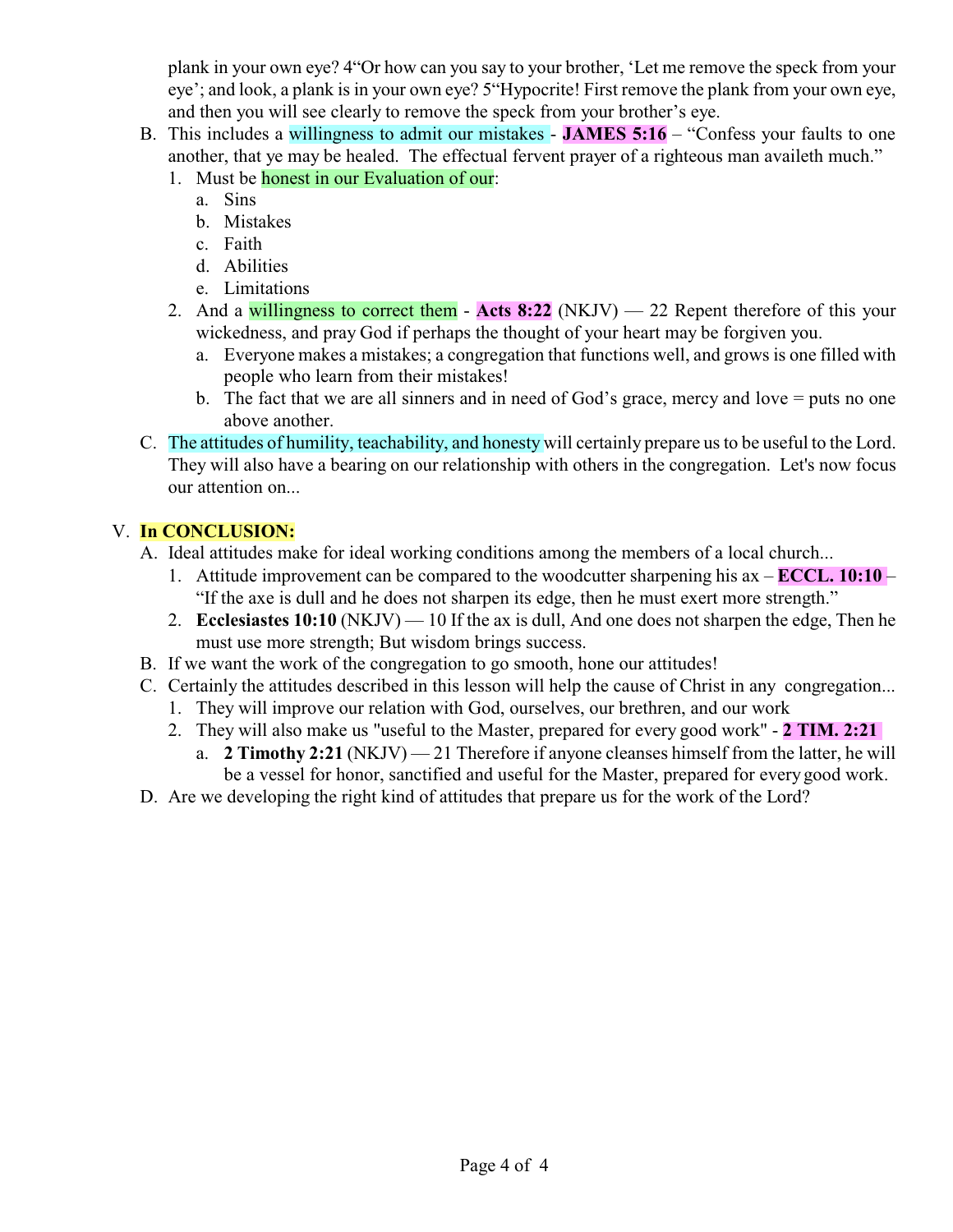plank in your own eye? 4"Or how can you say to your brother, 'Let me remove the speck from your eye'; and look, a plank is in your own eye? 5"Hypocrite! First remove the plank from your own eye, and then you will see clearly to remove the speck from your brother's eye.

B. This includes a willingness to admit our mistakes - **JAMES 5:16** – "Confess your faults to one another, that ye may be healed. The effectual fervent prayer of a righteous man availeth much."
   1. Must be honest in our Evaluation of our:
      a. Sins
      b. Mistakes
      c. Faith
      d. Abilities
      e. Limitations
   2. And a willingness to correct them - **Acts 8:22** (NKJV) — 22 Repent therefore of this your wickedness, and pray God if perhaps the thought of your heart may be forgiven you.
      a. Everyone makes a mistakes; a congregation that functions well, and grows is one filled with people who learn from their mistakes!
      b. The fact that we are all sinners and in need of God's grace, mercy and love = puts no one above another.

C. The attitudes of humility, teachability, and honesty will certainly prepare us to be useful to the Lord. They will also have a bearing on our relationship with others in the congregation. Let's now focus our attention on...

V. **In CONCLUSION:**

A. Ideal attitudes make for ideal working conditions among the members of a local church...
   1. Attitude improvement can be compared to the woodcutter sharpening his ax – **ECCL. 10:10** – "If the axe is dull and he does not sharpen its edge, then he must exert more strength."
   2. **Ecclesiastes 10:10** (NKJV) — 10 If the ax is dull, And one does not sharpen the edge, Then he must use more strength; But wisdom brings success.

B. If we want the work of the congregation to go smooth, hone our attitudes!

C. Certainly the attitudes described in this lesson will help the cause of Christ in any congregation...
   1. They will improve our relation with God, ourselves, our brethren, and our work
   2. They will also make us "useful to the Master, prepared for every good work" - **2 TIM. 2:21**
      a. **2 Timothy 2:21** (NKJV) — 21 Therefore if anyone cleanses himself from the latter, he will be a vessel for honor, sanctified and useful for the Master, prepared for every good work.

D. Are we developing the right kind of attitudes that prepare us for the work of the Lord?